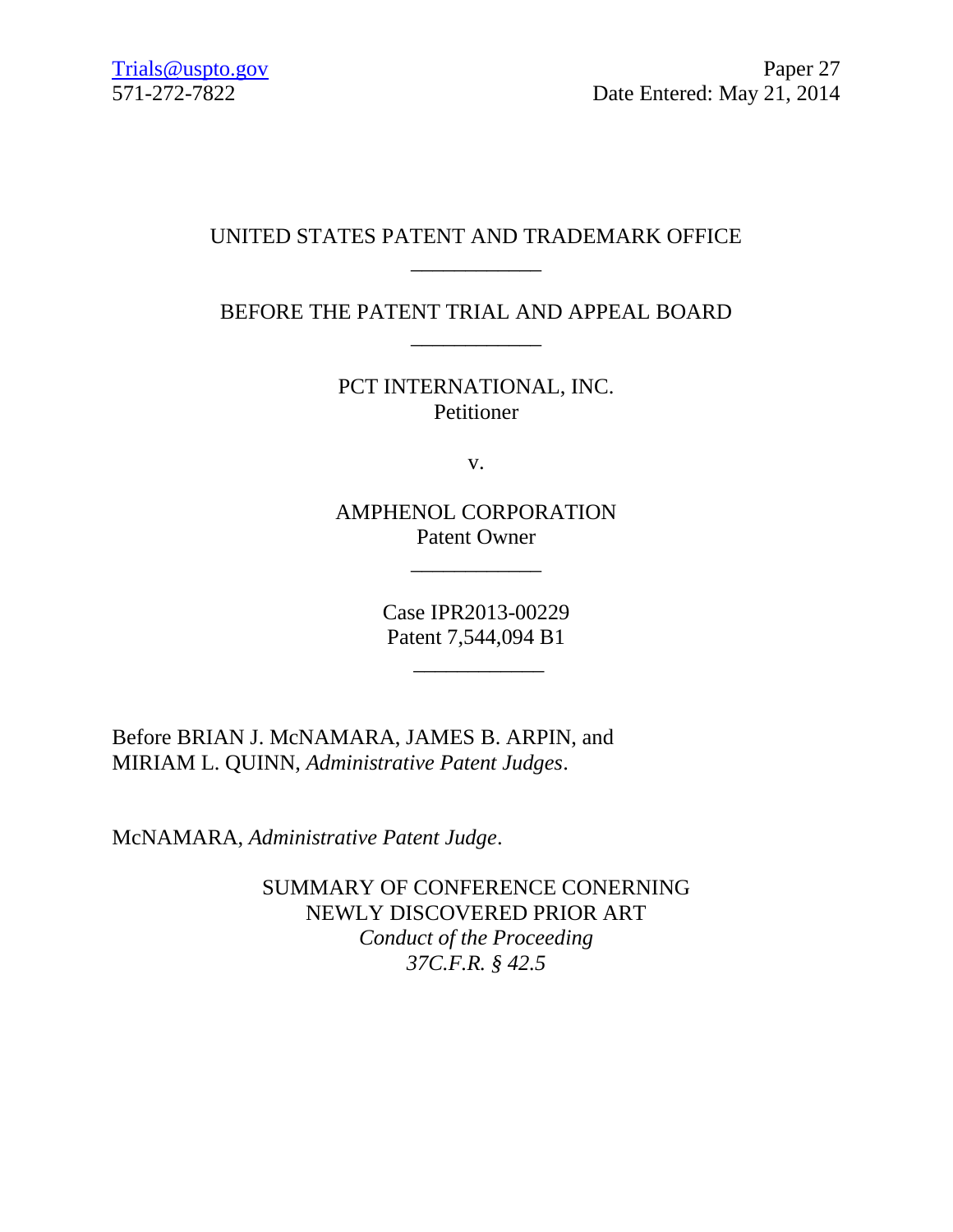Trials@uspto.gov
571-272-7822

Paper 27
Date Entered: May 21, 2014

UNITED STATES PATENT AND TRADEMARK OFFICE

\_\_\_\_\_\_\_\_\_\_\_\_

BEFORE THE PATENT TRIAL AND APPEAL BOARD

\_\_\_\_\_\_\_\_\_\_\_\_

PCT INTERNATIONAL, INC.
Petitioner

v.

AMPHENOL CORPORATION
Patent Owner

\_\_\_\_\_\_\_\_\_\_\_\_

Case IPR2013-00229
Patent 7,544,094 B1

\_\_\_\_\_\_\_\_\_\_\_\_

Before BRIAN J. McNAMARA, JAMES B. ARPIN, and MIRIAM L. QUINN, *Administrative Patent Judges*.

McNAMARA, *Administrative Patent Judge*.

SUMMARY OF CONFERENCE CONERNING
NEWLY DISCOVERED PRIOR ART
*Conduct of the Proceeding*
*37C.F.R. § 42.5*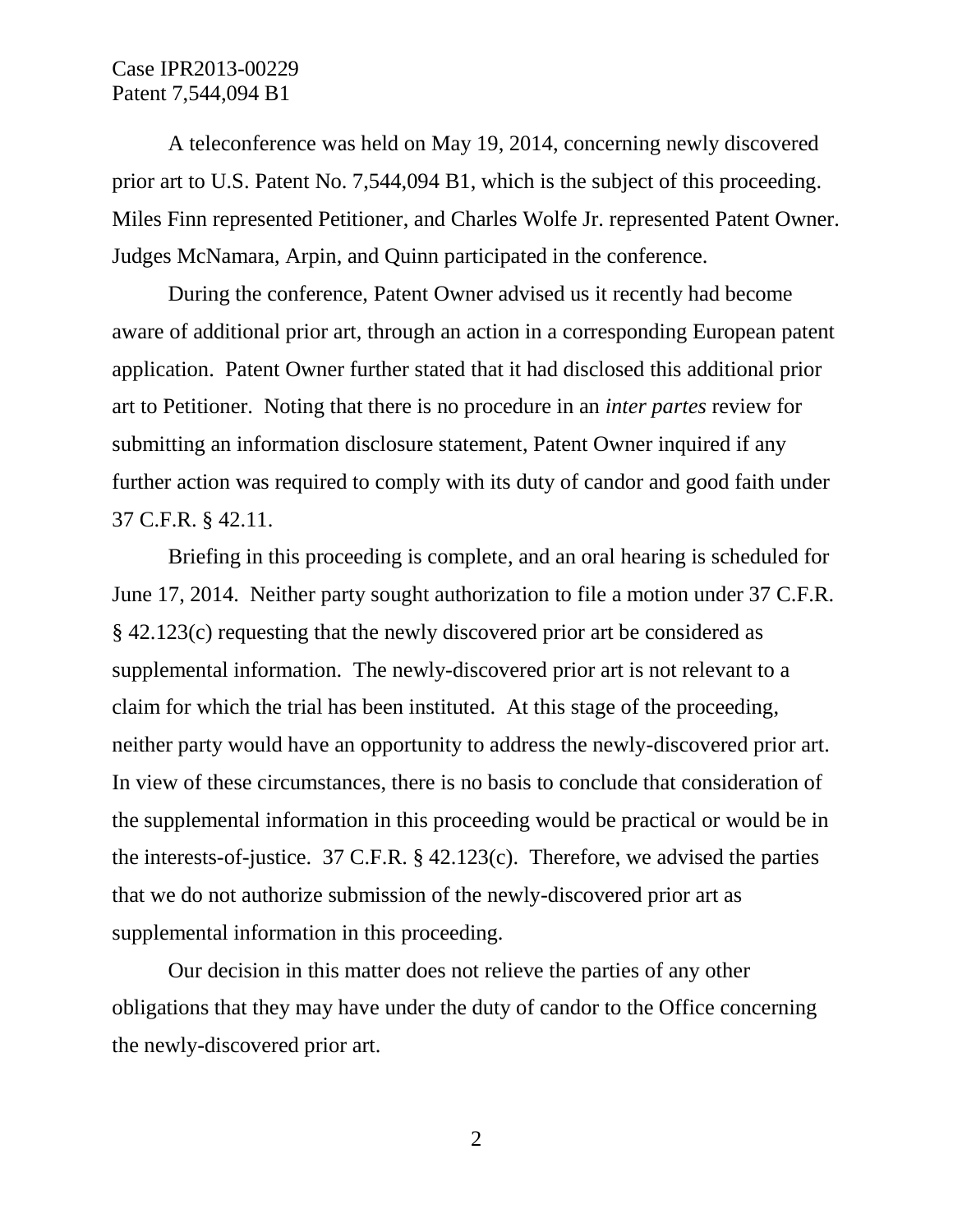A teleconference was held on May 19, 2014, concerning newly discovered prior art to U.S. Patent No. 7,544,094 B1, which is the subject of this proceeding. Miles Finn represented Petitioner, and Charles Wolfe Jr. represented Patent Owner. Judges McNamara, Arpin, and Quinn participated in the conference.

During the conference, Patent Owner advised us it recently had become aware of additional prior art, through an action in a corresponding European patent application. Patent Owner further stated that it had disclosed this additional prior art to Petitioner. Noting that there is no procedure in an *inter partes* review for submitting an information disclosure statement, Patent Owner inquired if any further action was required to comply with its duty of candor and good faith under 37 C.F.R. § 42.11.

Briefing in this proceeding is complete, and an oral hearing is scheduled for June 17, 2014. Neither party sought authorization to file a motion under 37 C.F.R. § 42.123(c) requesting that the newly discovered prior art be considered as supplemental information. The newly-discovered prior art is not relevant to a claim for which the trial has been instituted. At this stage of the proceeding, neither party would have an opportunity to address the newly-discovered prior art. In view of these circumstances, there is no basis to conclude that consideration of the supplemental information in this proceeding would be practical or would be in the interests-of-justice. 37 C.F.R. § 42.123(c). Therefore, we advised the parties that we do not authorize submission of the newly-discovered prior art as supplemental information in this proceeding.

Our decision in this matter does not relieve the parties of any other obligations that they may have under the duty of candor to the Office concerning the newly-discovered prior art.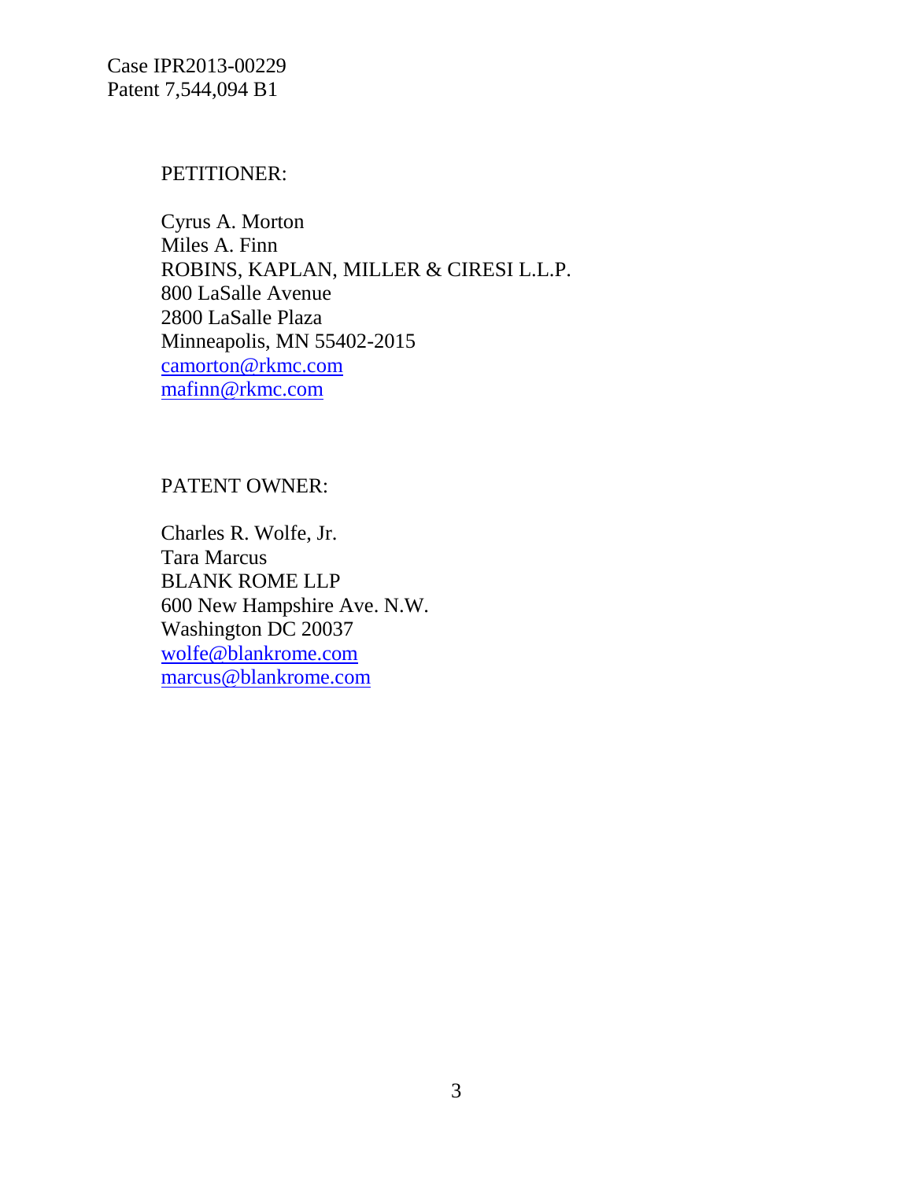PETITIONER:

Cyrus A. Morton
Miles A. Finn
ROBINS, KAPLAN, MILLER & CIRESI L.L.P.
800 LaSalle Avenue
2800 LaSalle Plaza
Minneapolis, MN 55402-2015
camorton@rkmc.com
mafinn@rkmc.com

PATENT OWNER:

Charles R. Wolfe, Jr.
Tara Marcus
BLANK ROME LLP
600 New Hampshire Ave. N.W.
Washington DC 20037
wolfe@blankrome.com
marcus@blankrome.com